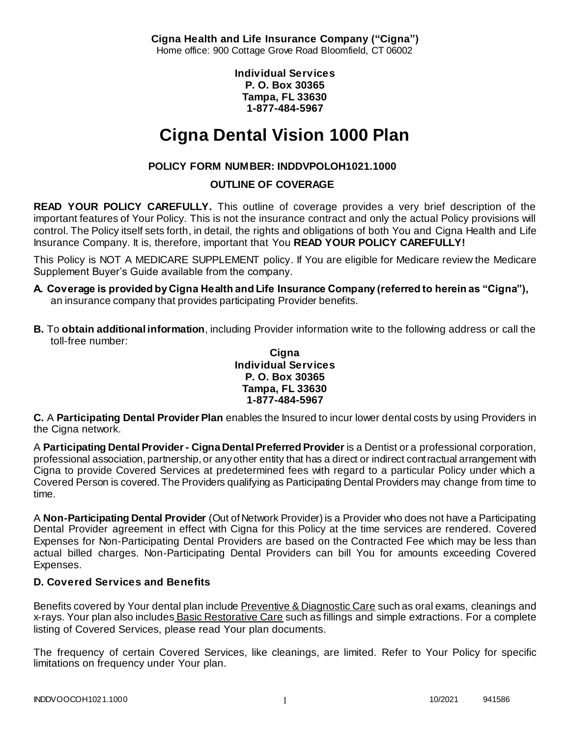**Cigna Health and Life Insurance Company ("Cigna")**
Home office: 900 Cottage Grove Road Bloomfield, CT 06002

**Individual Services**
**P. O. Box 30365**
**Tampa, FL 33630**
**1-877-484-5967**

# Cigna Dental Vision 1000 Plan

### POLICY FORM NUMBER: INDDVPOLOH1021.1000

### OUTLINE OF COVERAGE

**READ YOUR POLICY CAREFULLY.** This outline of coverage provides a very brief description of the important features of Your Policy. This is not the insurance contract and only the actual Policy provisions will control. The Policy itself sets forth, in detail, the rights and obligations of both You and Cigna Health and Life Insurance Company. It is, therefore, important that You **READ YOUR POLICY CAREFULLY!**

This Policy is NOT A MEDICARE SUPPLEMENT policy. If You are eligible for Medicare review the Medicare Supplement Buyer's Guide available from the company.

**A. Coverage is provided by Cigna Health and Life Insurance Company (referred to herein as "Cigna"),** an insurance company that provides participating Provider benefits.

**B.** To **obtain additional information**, including Provider information write to the following address or call the toll-free number:

**Cigna**
**Individual Services**
**P. O. Box 30365**
**Tampa, FL 33630**
**1-877-484-5967**

**C.** A **Participating Dental Provider Plan** enables the Insured to incur lower dental costs by using Providers in the Cigna network.

A **Participating Dental Provider - Cigna Dental Preferred Provider** is a Dentist or a professional corporation, professional association, partnership, or any other entity that has a direct or indirect contractual arrangement with Cigna to provide Covered Services at predetermined fees with regard to a particular Policy under which a Covered Person is covered. The Providers qualifying as Participating Dental Providers may change from time to time.

A **Non-Participating Dental Provider** (Out of Network Provider) is a Provider who does not have a Participating Dental Provider agreement in effect with Cigna for this Policy at the time services are rendered. Covered Expenses for Non-Participating Dental Providers are based on the Contracted Fee which may be less than actual billed charges. Non-Participating Dental Providers can bill You for amounts exceeding Covered Expenses.

### D. Covered Services and Benefits

Benefits covered by Your dental plan include Preventive & Diagnostic Care such as oral exams, cleanings and x-rays. Your plan also includes Basic Restorative Care such as fillings and simple extractions. For a complete listing of Covered Services, please read Your plan documents.

The frequency of certain Covered Services, like cleanings, are limited. Refer to Your Policy for specific limitations on frequency under Your plan.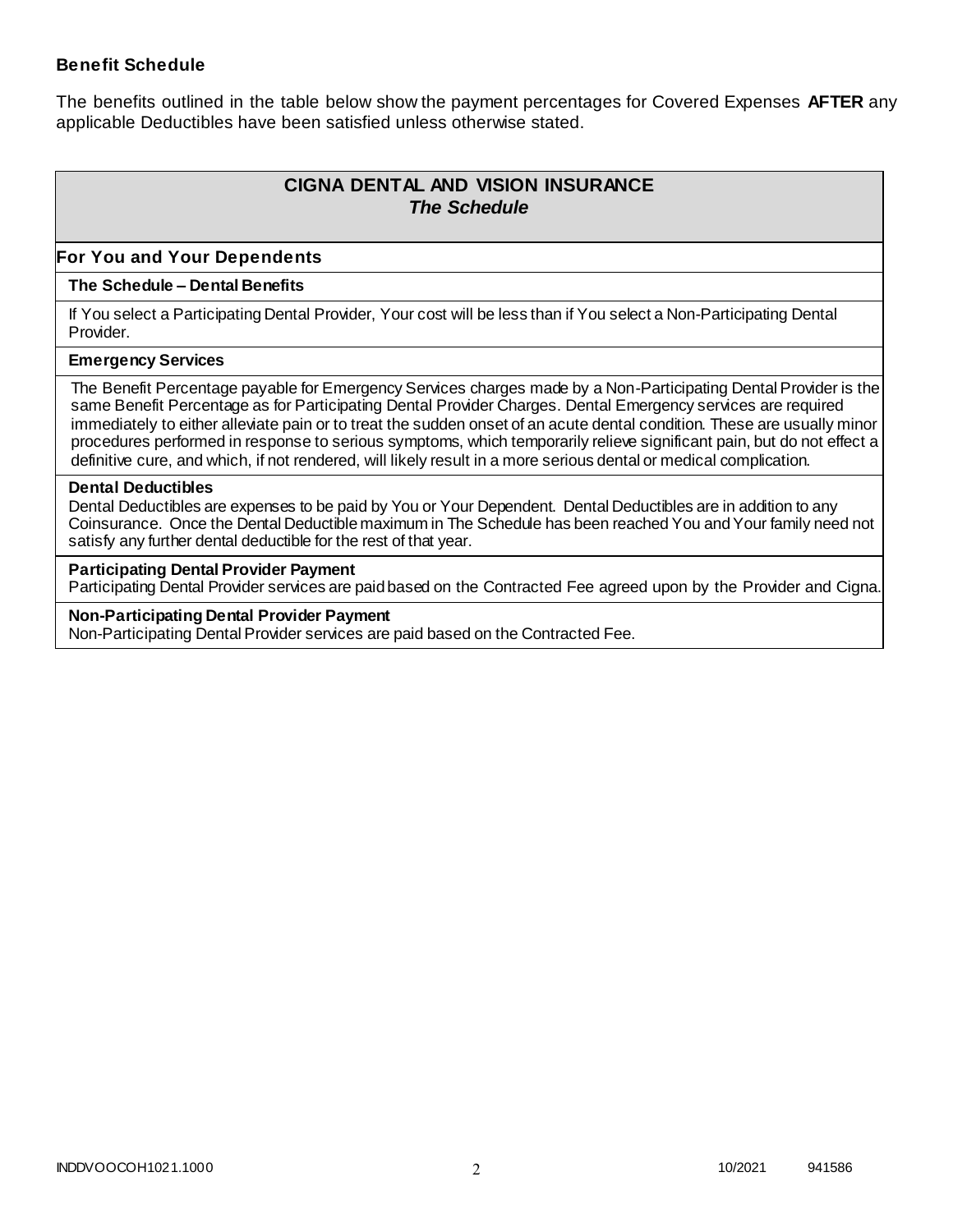**Benefit Schedule**

The benefits outlined in the table below show the payment percentages for Covered Expenses **AFTER** any applicable Deductibles have been satisfied unless otherwise stated.

## CIGNA DENTAL AND VISION INSURANCE
### *The Schedule*

### For You and Your Dependents

**The Schedule – Dental Benefits**

If You select a Participating Dental Provider, Your cost will be less than if You select a Non-Participating Dental Provider.

**Emergency Services**

The Benefit Percentage payable for Emergency Services charges made by a Non-Participating Dental Provider is the same Benefit Percentage as for Participating Dental Provider Charges. Dental Emergency services are required immediately to either alleviate pain or to treat the sudden onset of an acute dental condition. These are usually minor procedures performed in response to serious symptoms, which temporarily relieve significant pain, but do not effect a definitive cure, and which, if not rendered, will likely result in a more serious dental or medical complication.

**Dental Deductibles**

Dental Deductibles are expenses to be paid by You or Your Dependent. Dental Deductibles are in addition to any Coinsurance. Once the Dental Deductible maximum in The Schedule has been reached You and Your family need not satisfy any further dental deductible for the rest of that year.

**Participating Dental Provider Payment**

Participating Dental Provider services are paid based on the Contracted Fee agreed upon by the Provider and Cigna.

**Non-Participating Dental Provider Payment**

Non-Participating Dental Provider services are paid based on the Contracted Fee.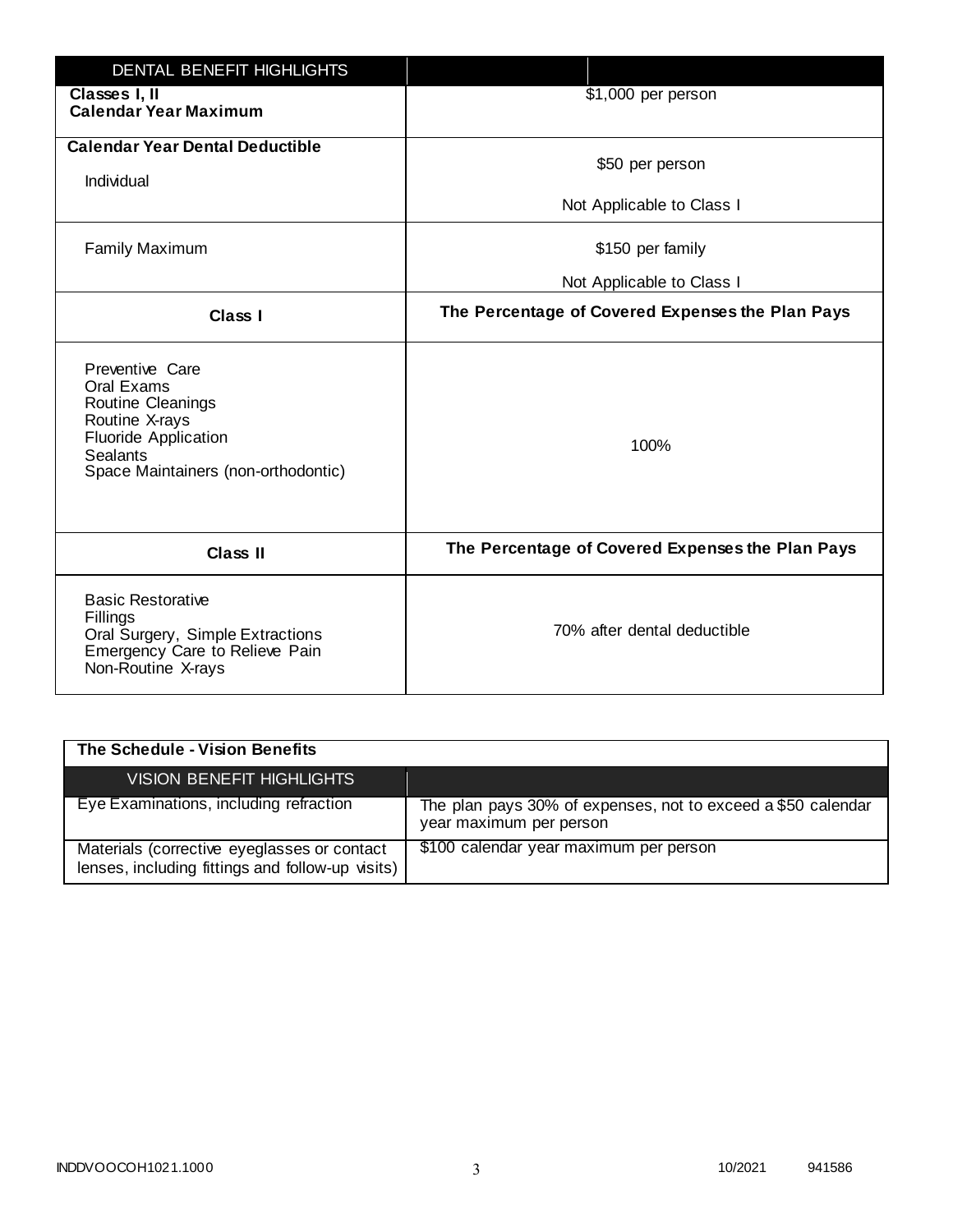| DENTAL BENEFIT HIGHLIGHTS | |
|---|---|
| **Classes I, II Calendar Year Maximum** | $1,000 per person |
| **Calendar Year Dental Deductible** Individual | $50 per person<br>Not Applicable to Class I |
| Family Maximum | $150 per family<br>Not Applicable to Class I |
| **Class I** | **The Percentage of Covered Expenses the Plan Pays** |
| Preventive Care<br>Oral Exams<br>Routine Cleanings<br>Routine X-rays<br>Fluoride Application<br>Sealants<br>Space Maintainers (non-orthodontic) | 100% |
| **Class II** | **The Percentage of Covered Expenses the Plan Pays** |
| Basic Restorative<br>Fillings<br>Oral Surgery, Simple Extractions<br>Emergency Care to Relieve Pain<br>Non-Routine X-rays | 70% after dental deductible |

**The Schedule - Vision Benefits**

| VISION BENEFIT HIGHLIGHTS | |
|---|---|
| Eye Examinations, including refraction | The plan pays 30% of expenses, not to exceed a $50 calendar year maximum per person |
| Materials (corrective eyeglasses or contact lenses, including fittings and follow-up visits) | $100 calendar year maximum per person |

INDDVOOCOH1021.1000 10/2021 941586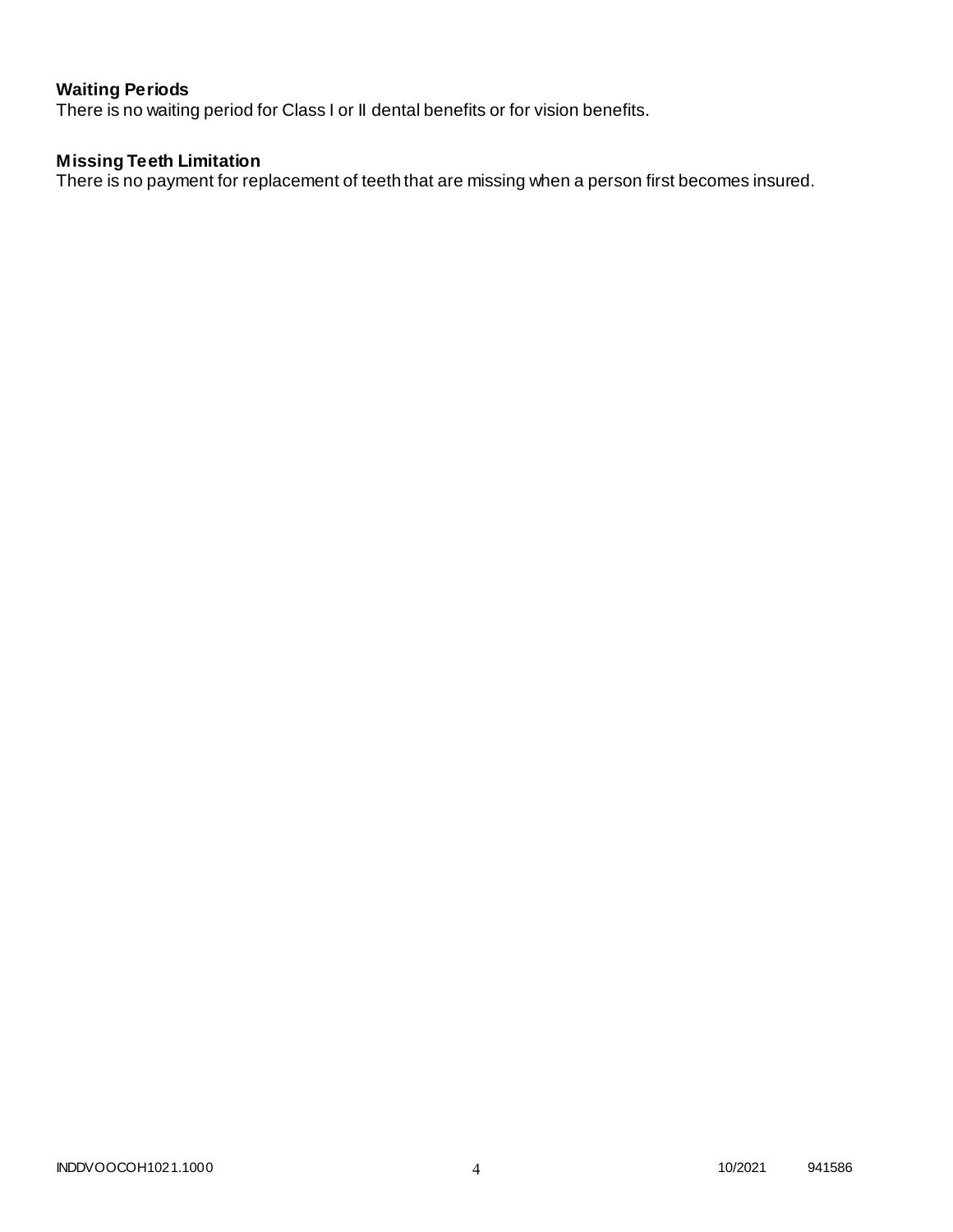**Waiting Periods**
There is no waiting period for Class I or II dental benefits or for vision benefits.

**Missing Teeth Limitation**
There is no payment for replacement of teeth that are missing when a person first becomes insured.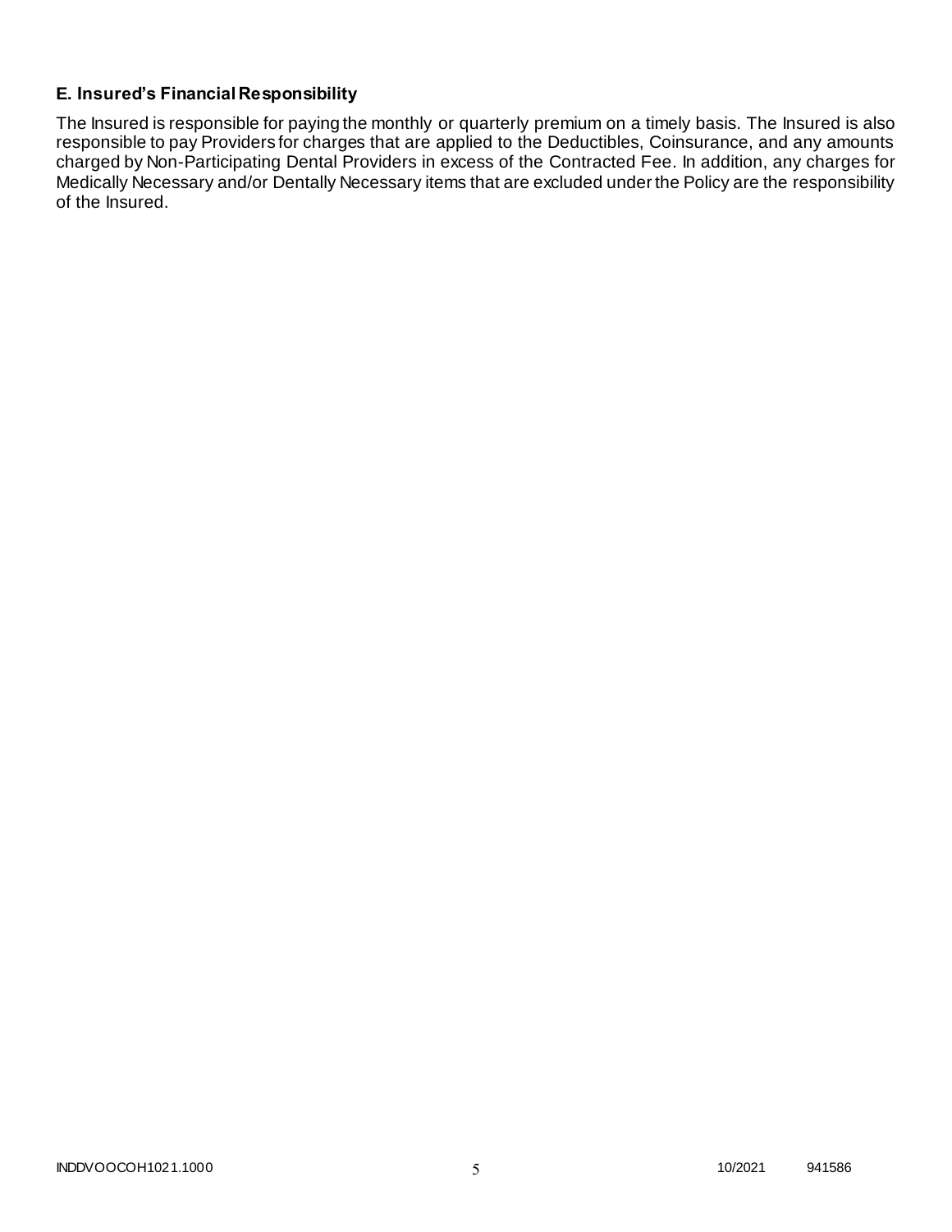### E. Insured's Financial Responsibility

The Insured is responsible for paying the monthly or quarterly premium on a timely basis. The Insured is also responsible to pay Providers for charges that are applied to the Deductibles, Coinsurance, and any amounts charged by Non-Participating Dental Providers in excess of the Contracted Fee. In addition, any charges for Medically Necessary and/or Dentally Necessary items that are excluded under the Policy are the responsibility of the Insured.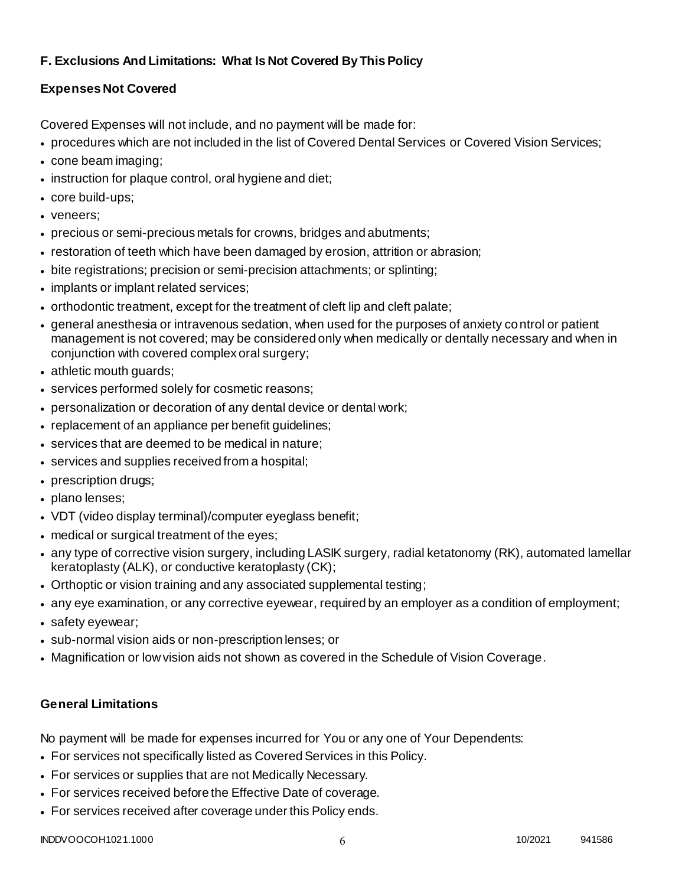### F. Exclusions And Limitations: What Is Not Covered By This Policy

#### Expenses Not Covered

Covered Expenses will not include, and no payment will be made for:

- procedures which are not included in the list of Covered Dental Services or Covered Vision Services;
- cone beam imaging;
- instruction for plaque control, oral hygiene and diet;
- core build-ups;
- veneers;
- precious or semi-precious metals for crowns, bridges and abutments;
- restoration of teeth which have been damaged by erosion, attrition or abrasion;
- bite registrations; precision or semi-precision attachments; or splinting;
- implants or implant related services;
- orthodontic treatment, except for the treatment of cleft lip and cleft palate;
- general anesthesia or intravenous sedation, when used for the purposes of anxiety control or patient management is not covered; may be considered only when medically or dentally necessary and when in conjunction with covered complex oral surgery;
- athletic mouth guards;
- services performed solely for cosmetic reasons;
- personalization or decoration of any dental device or dental work;
- replacement of an appliance per benefit guidelines;
- services that are deemed to be medical in nature;
- services and supplies received from a hospital;
- prescription drugs;
- plano lenses;
- VDT (video display terminal)/computer eyeglass benefit;
- medical or surgical treatment of the eyes;
- any type of corrective vision surgery, including LASIK surgery, radial ketatonomy (RK), automated lamellar keratoplasty (ALK), or conductive keratoplasty (CK);
- Orthoptic or vision training and any associated supplemental testing;
- any eye examination, or any corrective eyewear, required by an employer as a condition of employment;
- safety eyewear;
- sub-normal vision aids or non-prescription lenses; or
- Magnification or low vision aids not shown as covered in the Schedule of Vision Coverage.

#### General Limitations

No payment will be made for expenses incurred for You or any one of Your Dependents:

- For services not specifically listed as Covered Services in this Policy.
- For services or supplies that are not Medically Necessary.
- For services received before the Effective Date of coverage.
- For services received after coverage under this Policy ends.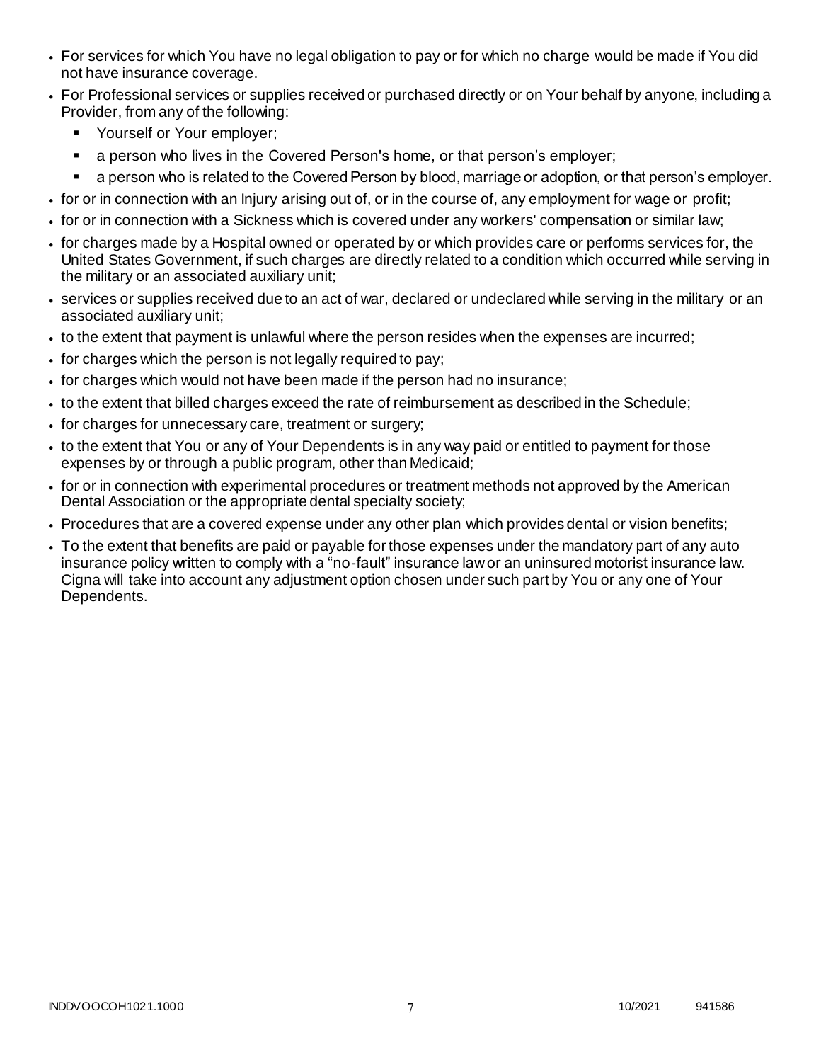- For services for which You have no legal obligation to pay or for which no charge would be made if You did not have insurance coverage.
- For Professional services or supplies received or purchased directly or on Your behalf by anyone, including a Provider, from any of the following:
  - Yourself or Your employer;
  - a person who lives in the Covered Person's home, or that person's employer;
  - a person who is related to the Covered Person by blood, marriage or adoption, or that person's employer.
- for or in connection with an Injury arising out of, or in the course of, any employment for wage or profit;
- for or in connection with a Sickness which is covered under any workers' compensation or similar law;
- for charges made by a Hospital owned or operated by or which provides care or performs services for, the United States Government, if such charges are directly related to a condition which occurred while serving in the military or an associated auxiliary unit;
- services or supplies received due to an act of war, declared or undeclared while serving in the military or an associated auxiliary unit;
- to the extent that payment is unlawful where the person resides when the expenses are incurred;
- for charges which the person is not legally required to pay;
- for charges which would not have been made if the person had no insurance;
- to the extent that billed charges exceed the rate of reimbursement as described in the Schedule;
- for charges for unnecessary care, treatment or surgery;
- to the extent that You or any of Your Dependents is in any way paid or entitled to payment for those expenses by or through a public program, other than Medicaid;
- for or in connection with experimental procedures or treatment methods not approved by the American Dental Association or the appropriate dental specialty society;
- Procedures that are a covered expense under any other plan which provides dental or vision benefits;
- To the extent that benefits are paid or payable for those expenses under the mandatory part of any auto insurance policy written to comply with a "no-fault" insurance law or an uninsured motorist insurance law. Cigna will take into account any adjustment option chosen under such part by You or any one of Your Dependents.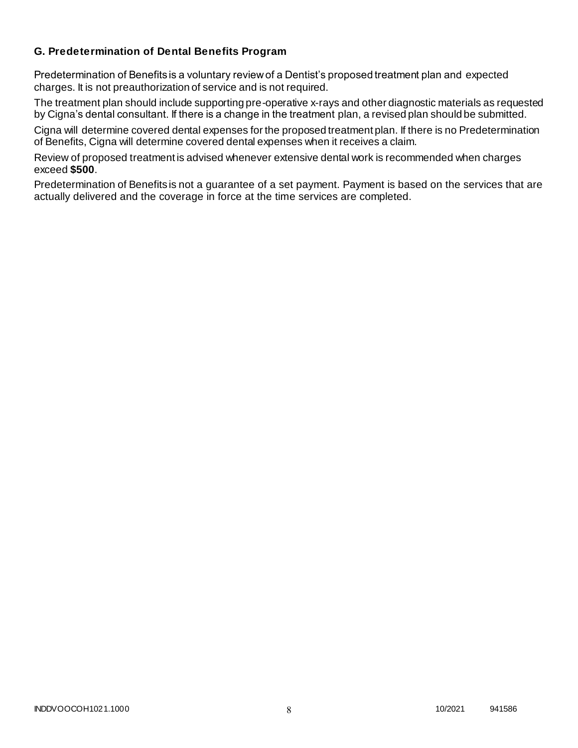### G. Predetermination of Dental Benefits Program

Predetermination of Benefits is a voluntary review of a Dentist's proposed treatment plan and expected charges. It is not preauthorization of service and is not required.

The treatment plan should include supporting pre-operative x-rays and other diagnostic materials as requested by Cigna's dental consultant. If there is a change in the treatment plan, a revised plan should be submitted.

Cigna will determine covered dental expenses for the proposed treatment plan. If there is no Predetermination of Benefits, Cigna will determine covered dental expenses when it receives a claim.

Review of proposed treatment is advised whenever extensive dental work is recommended when charges exceed **$500**.

Predetermination of Benefits is not a guarantee of a set payment. Payment is based on the services that are actually delivered and the coverage in force at the time services are completed.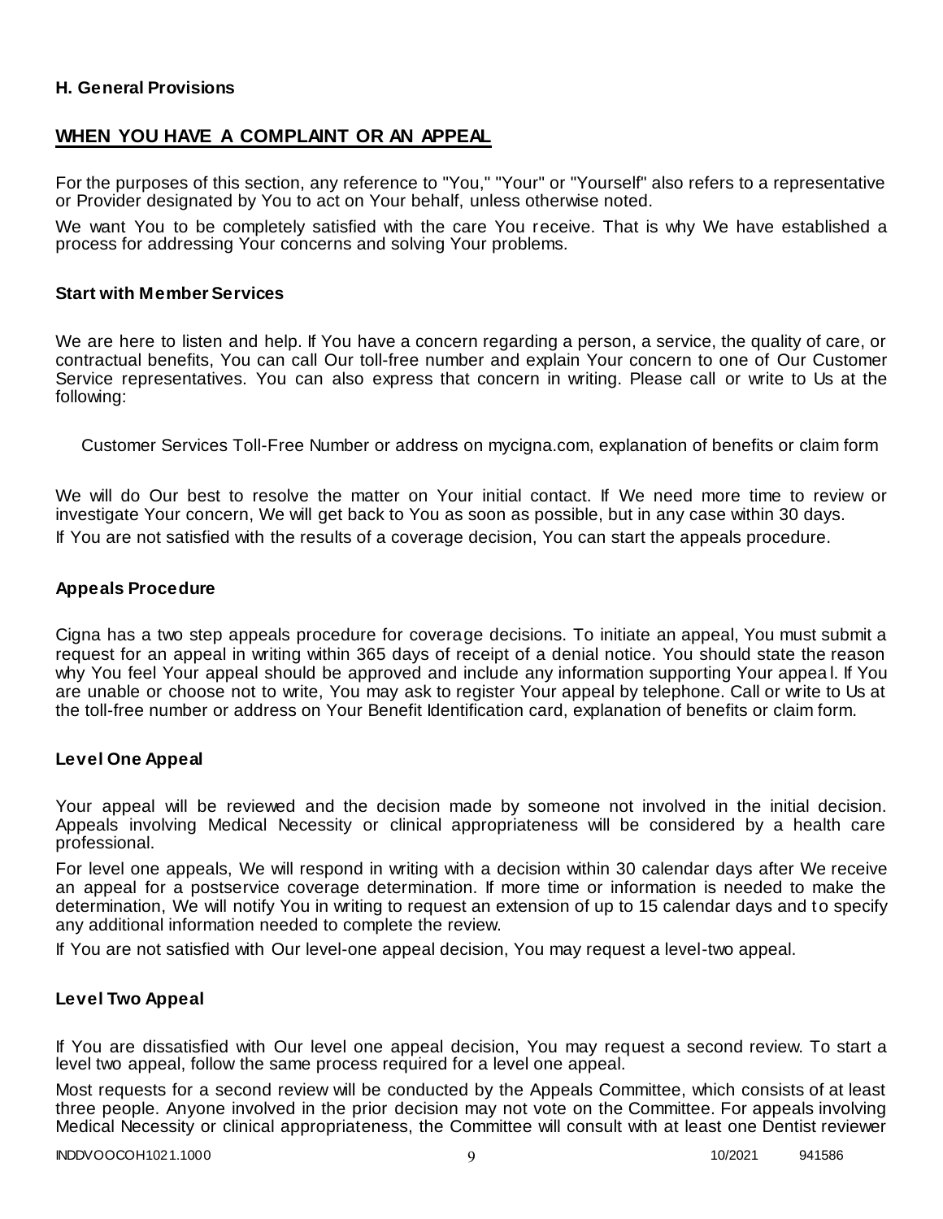**H. General Provisions**

## WHEN YOU HAVE A COMPLAINT OR AN APPEAL

For the purposes of this section, any reference to "You," "Your" or "Yourself" also refers to a representative or Provider designated by You to act on Your behalf, unless otherwise noted.

We want You to be completely satisfied with the care You receive. That is why We have established a process for addressing Your concerns and solving Your problems.

### Start with Member Services

We are here to listen and help. If You have a concern regarding a person, a service, the quality of care, or contractual benefits, You can call Our toll-free number and explain Your concern to one of Our Customer Service representatives. You can also express that concern in writing. Please call or write to Us at the following:

Customer Services Toll-Free Number or address on mycigna.com, explanation of benefits or claim form

We will do Our best to resolve the matter on Your initial contact. If We need more time to review or investigate Your concern, We will get back to You as soon as possible, but in any case within 30 days.

If You are not satisfied with the results of a coverage decision, You can start the appeals procedure.

### Appeals Procedure

Cigna has a two step appeals procedure for coverage decisions. To initiate an appeal, You must submit a request for an appeal in writing within 365 days of receipt of a denial notice. You should state the reason why You feel Your appeal should be approved and include any information supporting Your appeal. If You are unable or choose not to write, You may ask to register Your appeal by telephone. Call or write to Us at the toll-free number or address on Your Benefit Identification card, explanation of benefits or claim form.

### Level One Appeal

Your appeal will be reviewed and the decision made by someone not involved in the initial decision. Appeals involving Medical Necessity or clinical appropriateness will be considered by a health care professional.

For level one appeals, We will respond in writing with a decision within 30 calendar days after We receive an appeal for a postservice coverage determination. If more time or information is needed to make the determination, We will notify You in writing to request an extension of up to 15 calendar days and to specify any additional information needed to complete the review.

If You are not satisfied with Our level-one appeal decision, You may request a level-two appeal.

### Level Two Appeal

If You are dissatisfied with Our level one appeal decision, You may request a second review. To start a level two appeal, follow the same process required for a level one appeal.

Most requests for a second review will be conducted by the Appeals Committee, which consists of at least three people. Anyone involved in the prior decision may not vote on the Committee. For appeals involving Medical Necessity or clinical appropriateness, the Committee will consult with at least one Dentist reviewer

INDDVOOCOH1021.1000 10/2021 941586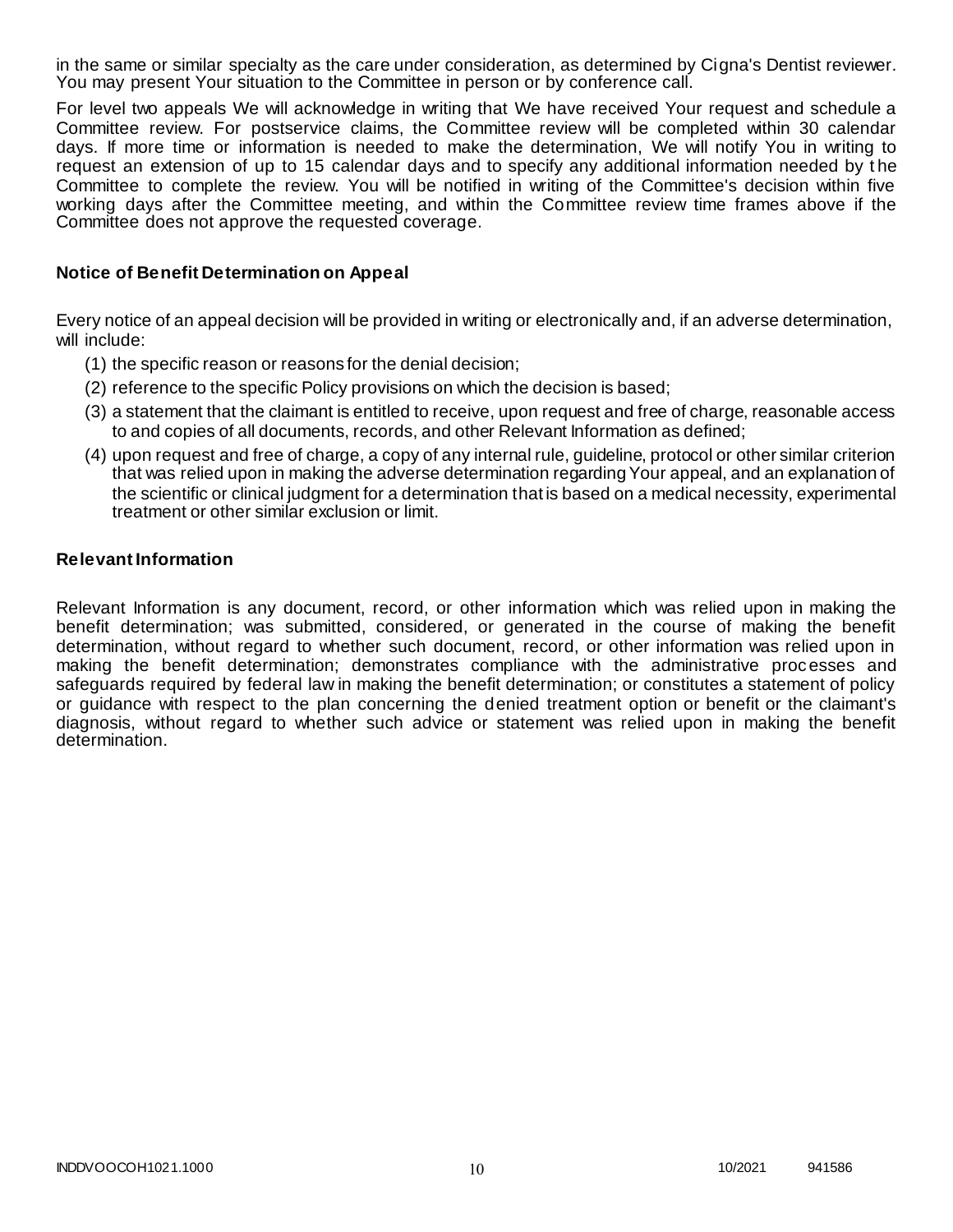in the same or similar specialty as the care under consideration, as determined by Cigna's Dentist reviewer. You may present Your situation to the Committee in person or by conference call.

For level two appeals We will acknowledge in writing that We have received Your request and schedule a Committee review. For postservice claims, the Committee review will be completed within 30 calendar days. If more time or information is needed to make the determination, We will notify You in writing to request an extension of up to 15 calendar days and to specify any additional information needed by the Committee to complete the review. You will be notified in writing of the Committee's decision within five working days after the Committee meeting, and within the Committee review time frames above if the Committee does not approve the requested coverage.

### Notice of Benefit Determination on Appeal

Every notice of an appeal decision will be provided in writing or electronically and, if an adverse determination, will include:

(1) the specific reason or reasons for the denial decision;

(2) reference to the specific Policy provisions on which the decision is based;

(3) a statement that the claimant is entitled to receive, upon request and free of charge, reasonable access to and copies of all documents, records, and other Relevant Information as defined;

(4) upon request and free of charge, a copy of any internal rule, guideline, protocol or other similar criterion that was relied upon in making the adverse determination regarding Your appeal, and an explanation of the scientific or clinical judgment for a determination that is based on a medical necessity, experimental treatment or other similar exclusion or limit.

### Relevant Information

Relevant Information is any document, record, or other information which was relied upon in making the benefit determination; was submitted, considered, or generated in the course of making the benefit determination, without regard to whether such document, record, or other information was relied upon in making the benefit determination; demonstrates compliance with the administrative processes and safeguards required by federal law in making the benefit determination; or constitutes a statement of policy or guidance with respect to the plan concerning the denied treatment option or benefit or the claimant's diagnosis, without regard to whether such advice or statement was relied upon in making the benefit determination.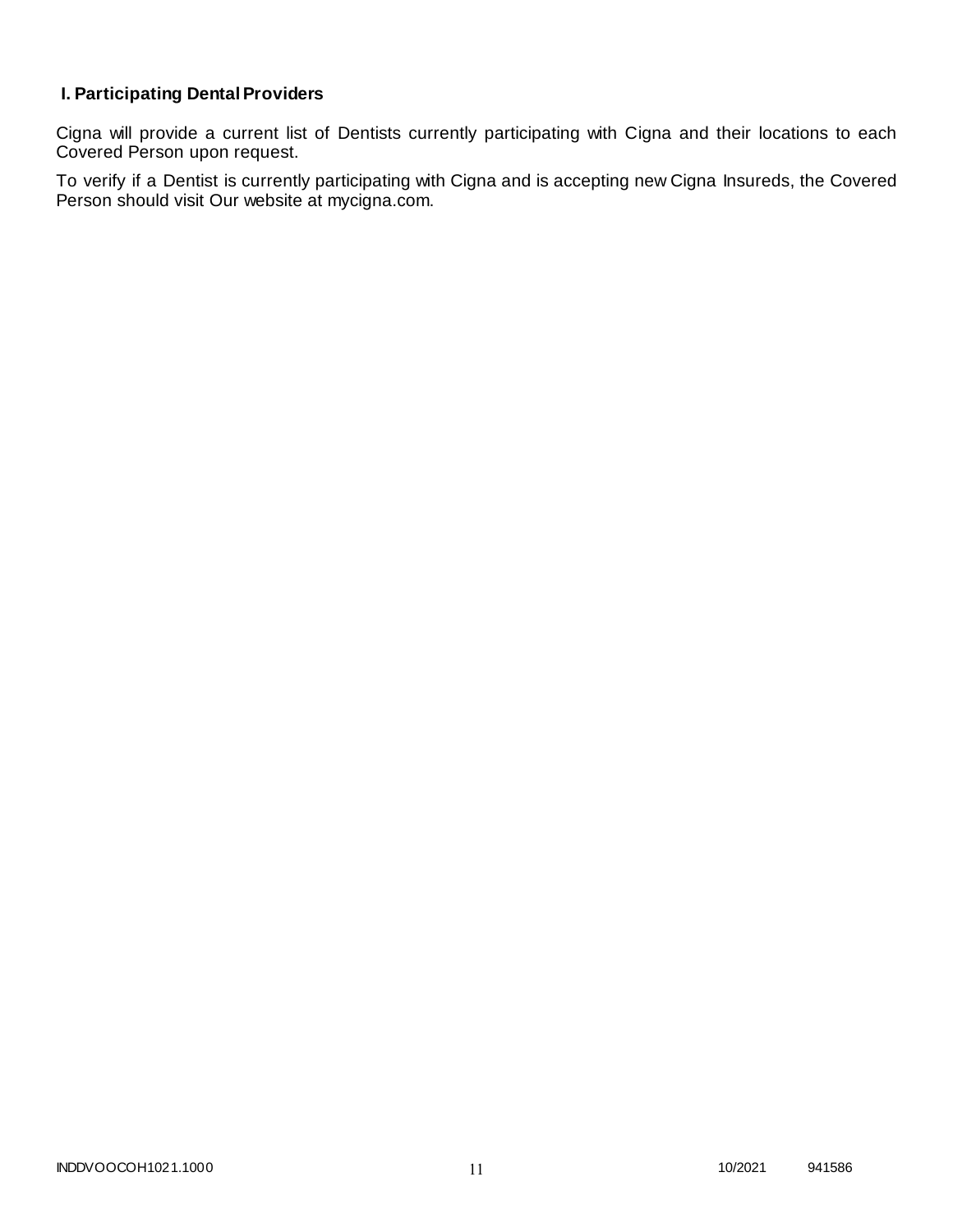## I. Participating Dental Providers

Cigna will provide a current list of Dentists currently participating with Cigna and their locations to each Covered Person upon request.

To verify if a Dentist is currently participating with Cigna and is accepting new Cigna Insureds, the Covered Person should visit Our website at mycigna.com.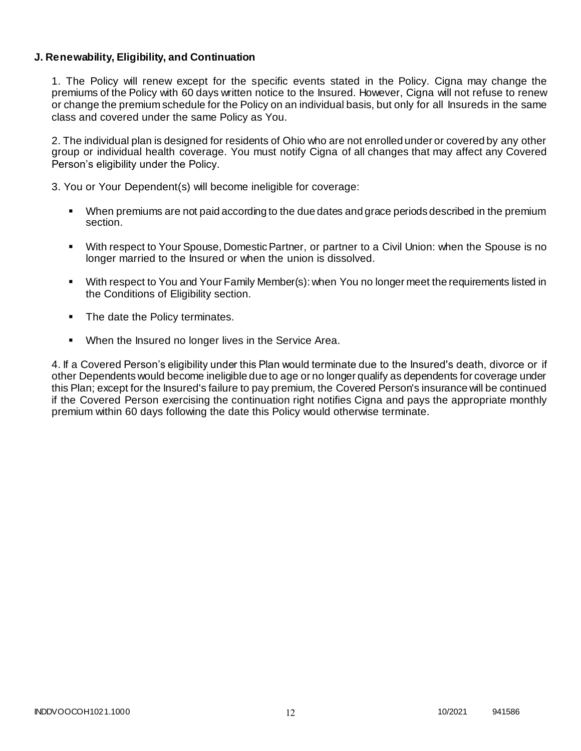**J. Renewability, Eligibility, and Continuation**

1. The Policy will renew except for the specific events stated in the Policy. Cigna may change the premiums of the Policy with 60 days written notice to the Insured. However, Cigna will not refuse to renew or change the premium schedule for the Policy on an individual basis, but only for all Insureds in the same class and covered under the same Policy as You.

2. The individual plan is designed for residents of Ohio who are not enrolled under or covered by any other group or individual health coverage. You must notify Cigna of all changes that may affect any Covered Person's eligibility under the Policy.

3. You or Your Dependent(s) will become ineligible for coverage:

- When premiums are not paid according to the due dates and grace periods described in the premium section.
- With respect to Your Spouse, Domestic Partner, or partner to a Civil Union: when the Spouse is no longer married to the Insured or when the union is dissolved.
- With respect to You and Your Family Member(s): when You no longer meet the requirements listed in the Conditions of Eligibility section.
- The date the Policy terminates.
- When the Insured no longer lives in the Service Area.

4. If a Covered Person's eligibility under this Plan would terminate due to the Insured's death, divorce or if other Dependents would become ineligible due to age or no longer qualify as dependents for coverage under this Plan; except for the Insured's failure to pay premium, the Covered Person's insurance will be continued if the Covered Person exercising the continuation right notifies Cigna and pays the appropriate monthly premium within 60 days following the date this Policy would otherwise terminate.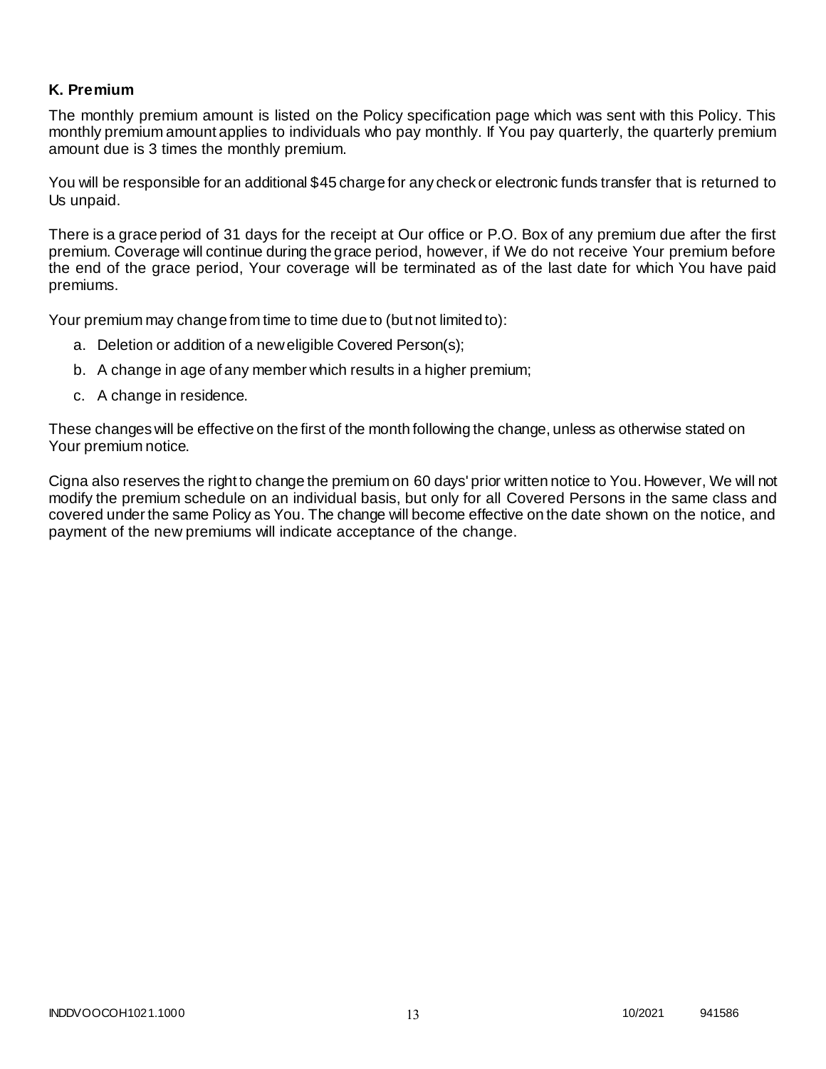### K. Premium

The monthly premium amount is listed on the Policy specification page which was sent with this Policy. This monthly premium amount applies to individuals who pay monthly. If You pay quarterly, the quarterly premium amount due is 3 times the monthly premium.

You will be responsible for an additional $45 charge for any check or electronic funds transfer that is returned to Us unpaid.

There is a grace period of 31 days for the receipt at Our office or P.O. Box of any premium due after the first premium. Coverage will continue during the grace period, however, if We do not receive Your premium before the end of the grace period, Your coverage will be terminated as of the last date for which You have paid premiums.

Your premium may change from time to time due to (but not limited to):

a. Deletion or addition of a new eligible Covered Person(s);
b. A change in age of any member which results in a higher premium;
c. A change in residence.

These changes will be effective on the first of the month following the change, unless as otherwise stated on Your premium notice.

Cigna also reserves the right to change the premium on 60 days' prior written notice to You. However, We will not modify the premium schedule on an individual basis, but only for all Covered Persons in the same class and covered under the same Policy as You. The change will become effective on the date shown on the notice, and payment of the new premiums will indicate acceptance of the change.